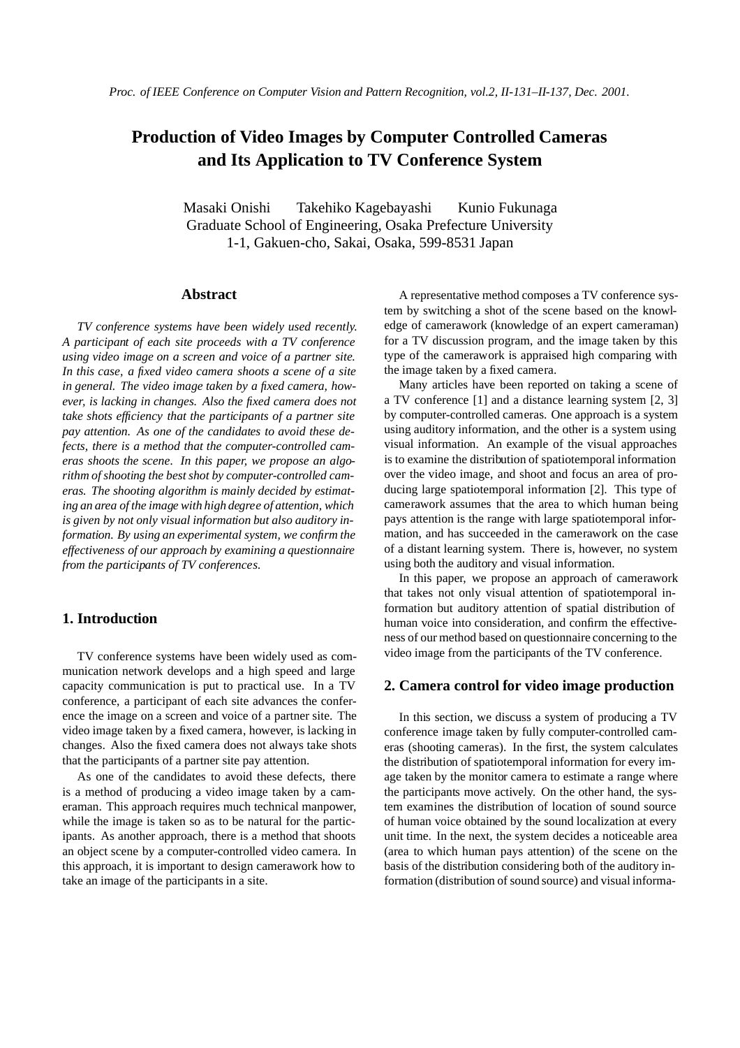Proc. of IEEE Conference on Computer Vision and Pattern Recognition, vol.2, II-131–II-137, Dec. 2001.

# Production of Video Images by Computer Controlled Cameras and Its Application to TV Conference System

Masaki Onishi  Takehiko Kagebayashi  Kunio Fukunaga
Graduate School of Engineering, Osaka Prefecture University
1-1, Gakuen-cho, Sakai, Osaka, 599-8531 Japan

## Abstract

*TV conference systems have been widely used recently. A participant of each site proceeds with a TV conference using video image on a screen and voice of a partner site. In this case, a fixed video camera shoots a scene of a site in general. The video image taken by a fixed camera, however, is lacking in changes. Also the fixed camera does not take shots efficiency that the participants of a partner site pay attention. As one of the candidates to avoid these defects, there is a method that the computer-controlled cameras shoots the scene. In this paper, we propose an algorithm of shooting the best shot by computer-controlled cameras. The shooting algorithm is mainly decided by estimating an area of the image with high degree of attention, which is given by not only visual information but also auditory information. By using an experimental system, we confirm the effectiveness of our approach by examining a questionnaire from the participants of TV conferences.*

## 1. Introduction

TV conference systems have been widely used as communication network develops and a high speed and large capacity communication is put to practical use. In a TV conference, a participant of each site advances the conference the image on a screen and voice of a partner site. The video image taken by a fixed camera, however, is lacking in changes. Also the fixed camera does not always take shots that the participants of a partner site pay attention.

As one of the candidates to avoid these defects, there is a method of producing a video image taken by a cameraman. This approach requires much technical manpower, while the image is taken so as to be natural for the participants. As another approach, there is a method that shoots an object scene by a computer-controlled video camera. In this approach, it is important to design camerawork how to take an image of the participants in a site.

A representative method composes a TV conference system by switching a shot of the scene based on the knowledge of camerawork (knowledge of an expert cameraman) for a TV discussion program, and the image taken by this type of the camerawork is appraised high comparing with the image taken by a fixed camera.

Many articles have been reported on taking a scene of a TV conference [1] and a distance learning system [2, 3] by computer-controlled cameras. One approach is a system using auditory information, and the other is a system using visual information. An example of the visual approaches is to examine the distribution of spatiotemporal information over the video image, and shoot and focus an area of producing large spatiotemporal information [2]. This type of camerawork assumes that the area to which human being pays attention is the range with large spatiotemporal information, and has succeeded in the camerawork on the case of a distant learning system. There is, however, no system using both the auditory and visual information.

In this paper, we propose an approach of camerawork that takes not only visual attention of spatiotemporal information but auditory attention of spatial distribution of human voice into consideration, and confirm the effectiveness of our method based on questionnaire concerning to the video image from the participants of the TV conference.

## 2. Camera control for video image production

In this section, we discuss a system of producing a TV conference image taken by fully computer-controlled cameras (shooting cameras). In the first, the system calculates the distribution of spatiotemporal information for every image taken by the monitor camera to estimate a range where the participants move actively. On the other hand, the system examines the distribution of location of sound source of human voice obtained by the sound localization at every unit time. In the next, the system decides a noticeable area (area to which human pays attention) of the scene on the basis of the distribution considering both of the auditory information (distribution of sound source) and visual informa-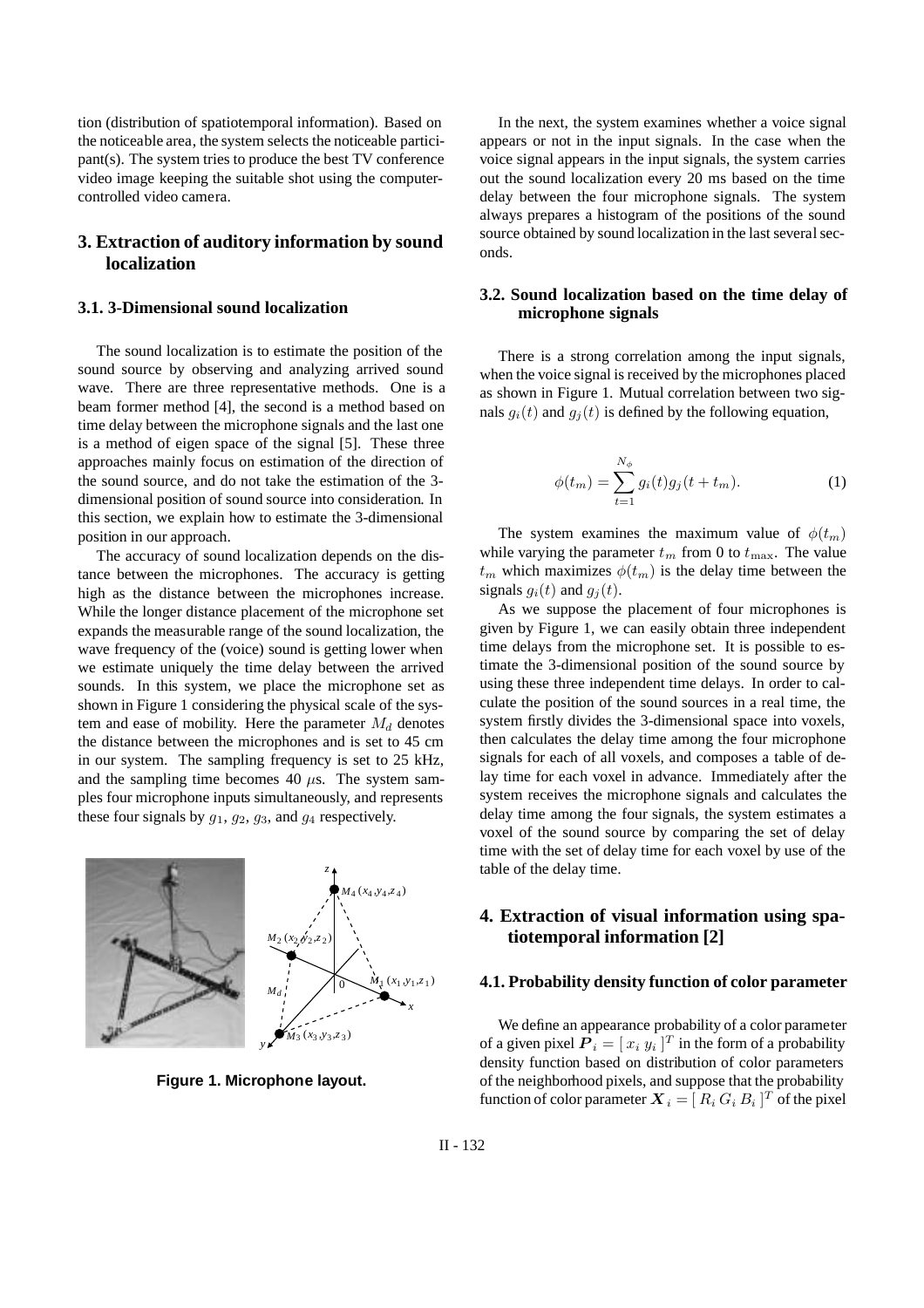tion (distribution of spatiotemporal information). Based on the noticeable area, the system selects the noticeable participant(s). The system tries to produce the best TV conference video image keeping the suitable shot using the computer-controlled video camera.

## 3. Extraction of auditory information by sound localization

### 3.1. 3-Dimensional sound localization

The sound localization is to estimate the position of the sound source by observing and analyzing arrived sound wave. There are three representative methods. One is a beam former method [4], the second is a method based on time delay between the microphone signals and the last one is a method of eigen space of the signal [5]. These three approaches mainly focus on estimation of the direction of the sound source, and do not take the estimation of the 3-dimensional position of sound source into consideration. In this section, we explain how to estimate the 3-dimensional position in our approach.

The accuracy of sound localization depends on the distance between the microphones. The accuracy is getting high as the distance between the microphones increase. While the longer distance placement of the microphone set expands the measurable range of the sound localization, the wave frequency of the (voice) sound is getting lower when we estimate uniquely the time delay between the arrived sounds. In this system, we place the microphone set as shown in Figure 1 considering the physical scale of the system and ease of mobility. Here the parameter $M_d$ denotes the distance between the microphones and is set to 45 cm in our system. The sampling frequency is set to 25 kHz, and the sampling time becomes 40 $\mu$s. The system samples four microphone inputs simultaneously, and represents these four signals by $g_1$, $g_2$, $g_3$, and $g_4$ respectively.

z
$M_4\ (x_4, y_4, z_4)$
$M_2\ (x_2, y_2, z_2)$
$M_1\ (x_1, y_1, z_1)$
$M_d$
0
x
$M_3\ (x_3, y_3, z_3)$
y

**Figure 1. Microphone layout.**

In the next, the system examines whether a voice signal appears or not in the input signals. In the case when the voice signal appears in the input signals, the system carries out the sound localization every 20 ms based on the time delay between the four microphone signals. The system always prepares a histogram of the positions of the sound source obtained by sound localization in the last several seconds.

### 3.2. Sound localization based on the time delay of microphone signals

There is a strong correlation among the input signals, when the voice signal is received by the microphones placed as shown in Figure 1. Mutual correlation between two signals $g_i(t)$ and $g_j(t)$ is defined by the following equation,

$$\phi(t_m) = \sum_{t=1}^{N_\phi} g_i(t) g_j(t + t_m). \tag{1}$$

The system examines the maximum value of $\phi(t_m)$ while varying the parameter $t_m$ from 0 to $t_{\max}$. The value $t_m$ which maximizes $\phi(t_m)$ is the delay time between the signals $g_i(t)$ and $g_j(t)$.

As we suppose the placement of four microphones is given by Figure 1, we can easily obtain three independent time delays from the microphone set. It is possible to estimate the 3-dimensional position of the sound source by using these three independent time delays. In order to calculate the position of the sound sources in a real time, the system firstly divides the 3-dimensional space into voxels, then calculates the delay time among the four microphone signals for each of all voxels, and composes a table of delay time for each voxel in advance. Immediately after the system receives the microphone signals and calculates the delay time among the four signals, the system estimates a voxel of the sound source by comparing the set of delay time with the set of delay time for each voxel by use of the table of the delay time.

## 4. Extraction of visual information using spatiotemporal information [2]

### 4.1. Probability density function of color parameter

We define an appearance probability of a color parameter of a given pixel $\boldsymbol{P}_i = [\, x_i \; y_i \,]^T$ in the form of a probability density function based on distribution of color parameters of the neighborhood pixels, and suppose that the probability function of color parameter $\boldsymbol{X}_i = [\, R_i \; G_i \; B_i \,]^T$ of the pixel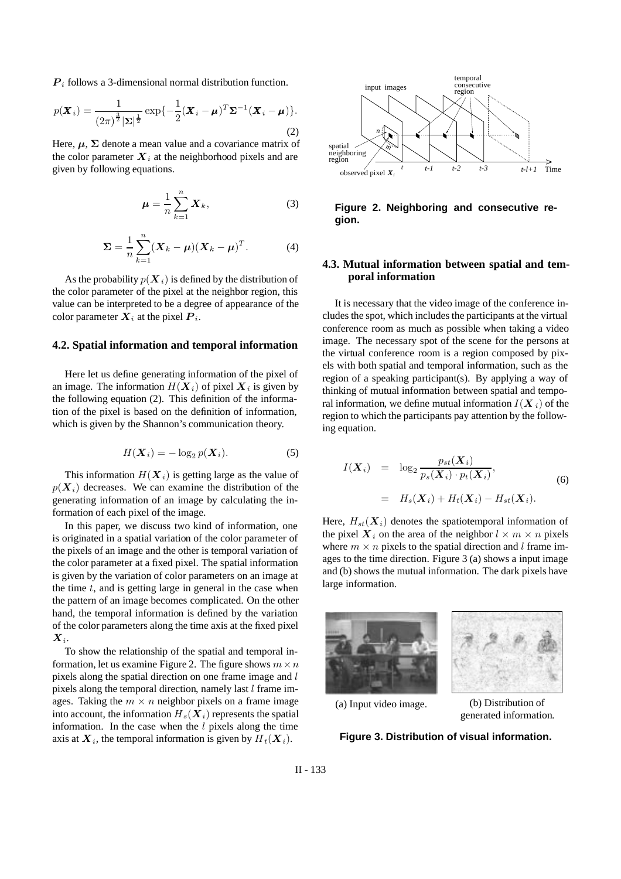$\boldsymbol{P}_i$ follows a 3-dimensional normal distribution function.

$$p(\boldsymbol{X}_i) = \frac{1}{(2\pi)^{\frac{3}{2}}|\boldsymbol{\Sigma}|^{\frac{1}{2}}} \exp\{-\frac{1}{2}(\boldsymbol{X}_i - \boldsymbol{\mu})^T \boldsymbol{\Sigma}^{-1}(\boldsymbol{X}_i - \boldsymbol{\mu})\}. \tag{2}$$

Here, $\boldsymbol{\mu}$, $\boldsymbol{\Sigma}$ denote a mean value and a covariance matrix of the color parameter $\boldsymbol{X}_i$ at the neighborhood pixels and are given by following equations.

$$\boldsymbol{\mu} = \frac{1}{n}\sum_{k=1}^{n} \boldsymbol{X}_k, \tag{3}$$

$$\boldsymbol{\Sigma} = \frac{1}{n}\sum_{k=1}^{n}(\boldsymbol{X}_k - \boldsymbol{\mu})(\boldsymbol{X}_k - \boldsymbol{\mu})^T. \tag{4}$$

As the probability $p(\boldsymbol{X}_i)$ is defined by the distribution of the color parameter of the pixel at the neighbor region, this value can be interpreted to be a degree of appearance of the color parameter $\boldsymbol{X}_i$ at the pixel $\boldsymbol{P}_i$.

### 4.2. Spatial information and temporal information

Here let us define generating information of the pixel of an image. The information $H(\boldsymbol{X}_i)$ of pixel $\boldsymbol{X}_i$ is given by the following equation (2). This definition of the information of the pixel is based on the definition of information, which is given by the Shannon's communication theory.

$$H(\boldsymbol{X}_i) = -\log_2 p(\boldsymbol{X}_i). \tag{5}$$

This information $H(\boldsymbol{X}_i)$ is getting large as the value of $p(\boldsymbol{X}_i)$ decreases. We can examine the distribution of the generating information of an image by calculating the information of each pixel of the image.

In this paper, we discuss two kind of information, one is originated in a spatial variation of the color parameter of the pixels of an image and the other is temporal variation of the color parameter at a fixed pixel. The spatial information is given by the variation of color parameters on an image at the time $t$, and is getting large in general in the case when the pattern of an image becomes complicated. On the other hand, the temporal information is defined by the variation of the color parameters along the time axis at the fixed pixel $\boldsymbol{X}_i$.

To show the relationship of the spatial and temporal information, let us examine Figure 2. The figure shows $m \times n$ pixels along the spatial direction on one frame image and $l$ pixels along the temporal direction, namely last $l$ frame images. Taking the $m \times n$ neighbor pixels on a frame image into account, the information $H_s(\boldsymbol{X}_i)$ represents the spatial information. In the case when the $l$ pixels along the time axis at $\boldsymbol{X}_i$, the temporal information is given by $H_t(\boldsymbol{X}_i)$.

**Figure 2. Neighboring and consecutive region.**

### 4.3. Mutual information between spatial and temporal information

It is necessary that the video image of the conference includes the spot, which includes the participants at the virtual conference room as much as possible when taking a video image. The necessary spot of the scene for the persons at the virtual conference room is a region composed by pixels with both spatial and temporal information, such as the region of a speaking participant(s). By applying a way of thinking of mutual information between spatial and temporal information, we define mutual information $I(\boldsymbol{X}_i)$ of the region to which the participants pay attention by the following equation.

$$\begin{aligned} I(\boldsymbol{X}_i) &= \log_2 \frac{p_{st}(\boldsymbol{X}_i)}{p_s(\boldsymbol{X}_i) \cdot p_t(\boldsymbol{X}_i)}, \\ &= H_s(\boldsymbol{X}_i) + H_t(\boldsymbol{X}_i) - H_{st}(\boldsymbol{X}_i). \end{aligned} \tag{6}$$

Here, $H_{st}(\boldsymbol{X}_i)$ denotes the spatiotemporal information of the pixel $\boldsymbol{X}_i$ on the area of the neighbor $l \times m \times n$ pixels where $m \times n$ pixels to the spatial direction and $l$ frame images to the time direction. Figure 3 (a) shows a input image and (b) shows the mutual information. The dark pixels have large information.

(a) Input video image.

(b) Distribution of generated information.

**Figure 3. Distribution of visual information.**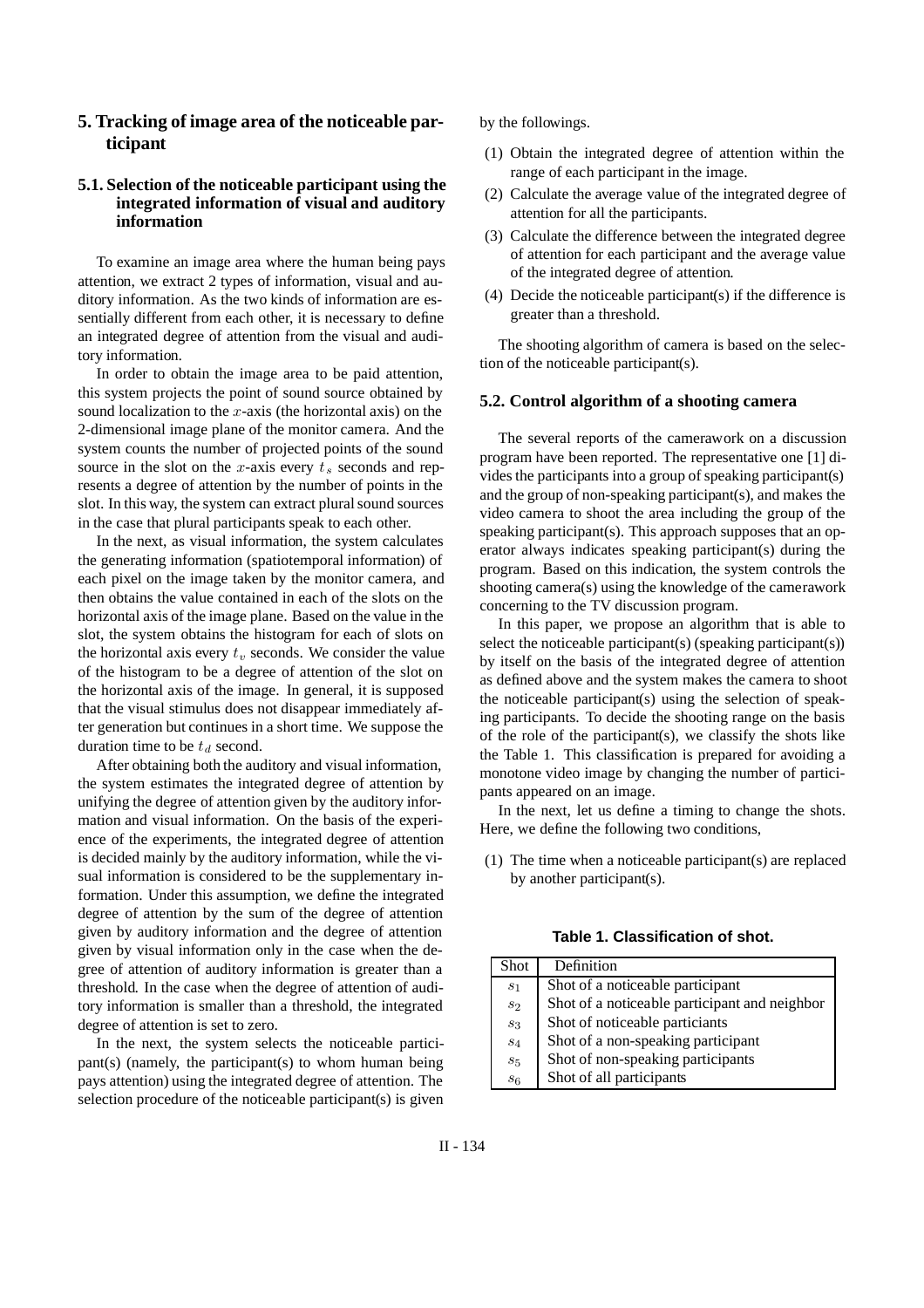## 5. Tracking of image area of the noticeable participant

### 5.1. Selection of the noticeable participant using the integrated information of visual and auditory information

To examine an image area where the human being pays attention, we extract 2 types of information, visual and auditory information. As the two kinds of information are essentially different from each other, it is necessary to define an integrated degree of attention from the visual and auditory information.

In order to obtain the image area to be paid attention, this system projects the point of sound source obtained by sound localization to the $x$-axis (the horizontal axis) on the 2-dimensional image plane of the monitor camera. And the system counts the number of projected points of the sound source in the slot on the $x$-axis every $t_s$ seconds and represents a degree of attention by the number of points in the slot. In this way, the system can extract plural sound sources in the case that plural participants speak to each other.

In the next, as visual information, the system calculates the generating information (spatiotemporal information) of each pixel on the image taken by the monitor camera, and then obtains the value contained in each of the slots on the horizontal axis of the image plane. Based on the value in the slot, the system obtains the histogram for each of slots on the horizontal axis every $t_v$ seconds. We consider the value of the histogram to be a degree of attention of the slot on the horizontal axis of the image. In general, it is supposed that the visual stimulus does not disappear immediately after generation but continues in a short time. We suppose the duration time to be $t_d$ second.

After obtaining both the auditory and visual information, the system estimates the integrated degree of attention by unifying the degree of attention given by the auditory information and visual information. On the basis of the experience of the experiments, the integrated degree of attention is decided mainly by the auditory information, while the visual information is considered to be the supplementary information. Under this assumption, we define the integrated degree of attention by the sum of the degree of attention given by auditory information and the degree of attention given by visual information only in the case when the degree of attention of auditory information is greater than a threshold. In the case when the degree of attention of auditory information is smaller than a threshold, the integrated degree of attention is set to zero.

In the next, the system selects the noticeable participant(s) (namely, the participant(s) to whom human being pays attention) using the integrated degree of attention. The selection procedure of the noticeable participant(s) is given by the followings.

(1) Obtain the integrated degree of attention within the range of each participant in the image.

(2) Calculate the average value of the integrated degree of attention for all the participants.

(3) Calculate the difference between the integrated degree of attention for each participant and the average value of the integrated degree of attention.

(4) Decide the noticeable participant(s) if the difference is greater than a threshold.

The shooting algorithm of camera is based on the selection of the noticeable participant(s).

### 5.2. Control algorithm of a shooting camera

The several reports of the camerawork on a discussion program have been reported. The representative one [1] divides the participants into a group of speaking participant(s) and the group of non-speaking participant(s), and makes the video camera to shoot the area including the group of the speaking participant(s). This approach supposes that an operator always indicates speaking participant(s) during the program. Based on this indication, the system controls the shooting camera(s) using the knowledge of the camerawork concerning to the TV discussion program.

In this paper, we propose an algorithm that is able to select the noticeable participant(s) (speaking participant(s)) by itself on the basis of the integrated degree of attention as defined above and the system makes the camera to shoot the noticeable participant(s) using the selection of speaking participants. To decide the shooting range on the basis of the role of the participant(s), we classify the shots like the Table 1. This classification is prepared for avoiding a monotone video image by changing the number of participants appeared on an image.

In the next, let us define a timing to change the shots. Here, we define the following two conditions,

(1) The time when a noticeable participant(s) are replaced by another participant(s).

**Table 1. Classification of shot.**

| Shot | Definition |
|---|---|
| $s_1$ | Shot of a noticeable participant |
| $s_2$ | Shot of a noticeable participant and neighbor |
| $s_3$ | Shot of noticeable participants |
| $s_4$ | Shot of a non-speaking participant |
| $s_5$ | Shot of non-speaking participants |
| $s_6$ | Shot of all participants |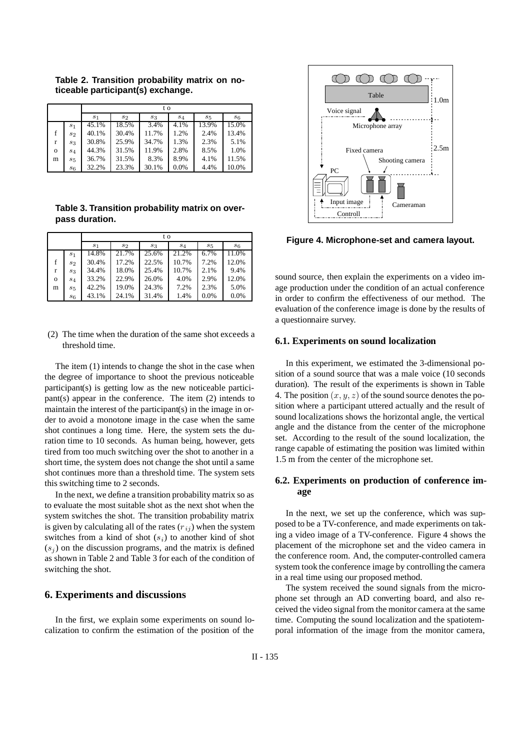**Table 2. Transition probability matrix on noticeable participant(s) exchange.**

| | | to | | | | | |
|---|---|---|---|---|---|---|---|
| | | $s_1$ | $s_2$ | $s_3$ | $s_4$ | $s_5$ | $s_6$ |
| from | $s_1$ | 45.1% | 18.5% | 3.4% | 4.1% | 13.9% | 15.0% |
| | $s_2$ | 40.1% | 30.4% | 11.7% | 1.2% | 2.4% | 13.4% |
| | $s_3$ | 30.8% | 25.9% | 34.7% | 1.3% | 2.3% | 5.1% |
| | $s_4$ | 44.3% | 31.5% | 11.9% | 2.8% | 8.5% | 1.0% |
| | $s_5$ | 36.7% | 31.5% | 8.3% | 8.9% | 4.1% | 11.5% |
| | $s_6$ | 32.2% | 23.3% | 30.1% | 0.0% | 4.4% | 10.0% |

**Table 3. Transition probability matrix on overpass duration.**

| | | to | | | | | |
|---|---|---|---|---|---|---|---|
| | | $s_1$ | $s_2$ | $s_3$ | $s_4$ | $s_5$ | $s_6$ |
| from | $s_1$ | 14.8% | 21.7% | 25.6% | 21.2% | 6.7% | 11.0% |
| | $s_2$ | 30.4% | 17.2% | 22.5% | 10.7% | 7.2% | 12.0% |
| | $s_3$ | 34.4% | 18.0% | 25.4% | 10.7% | 2.1% | 9.4% |
| | $s_4$ | 33.2% | 22.9% | 26.0% | 4.0% | 2.9% | 12.0% |
| | $s_5$ | 42.2% | 19.0% | 24.3% | 7.2% | 2.3% | 5.0% |
| | $s_6$ | 43.1% | 24.1% | 31.4% | 1.4% | 0.0% | 0.0% |

(2) The time when the duration of the same shot exceeds a threshold time.

The item (1) intends to change the shot in the case when the degree of importance to shoot the previous noticeable participant(s) is getting low as the new noticeable participant(s) appear in the conference. The item (2) intends to maintain the interest of the participant(s) in the image in order to avoid a monotone image in the case when the same shot continues a long time. Here, the system sets the duration time to 10 seconds. As human being, however, gets tired from too much switching over the shot to another in a short time, the system does not change the shot until a same shot continues more than a threshold time. The system sets this switching time to 2 seconds.

In the next, we define a transition probability matrix so as to evaluate the most suitable shot as the next shot when the system switches the shot. The transition probability matrix is given by calculating all of the rates ($r_{ij}$) when the system switches from a kind of shot ($s_i$) to another kind of shot ($s_j$) on the discussion programs, and the matrix is defined as shown in Table 2 and Table 3 for each of the condition of switching the shot.

## 6. Experiments and discussions

In the first, we explain some experiments on sound localization to confirm the estimation of the position of the sound source, then explain the experiments on a video image production under the condition of an actual conference in order to confirm the effectiveness of our method. The evaluation of the conference image is done by the results of a questionnaire survey.

Table

1.0m

Voice signal

Microphone array

2.5m

Fixed camera

Shooting camera

PC

Input image

Cameraman

Controll

**Figure 4. Microphone-set and camera layout.**

### 6.1. Experiments on sound localization

In this experiment, we estimated the 3-dimensional position of a sound source that was a male voice (10 seconds duration). The result of the experiments is shown in Table 4. The position $(x, y, z)$ of the sound source denotes the position where a participant uttered actually and the result of sound localizations shows the horizontal angle, the vertical angle and the distance from the center of the microphone set. According to the result of the sound localization, the range capable of estimating the position was limited within 1.5 m from the center of the microphone set.

### 6.2. Experiments on production of conference image

In the next, we set up the conference, which was supposed to be a TV-conference, and made experiments on taking a video image of a TV-conference. Figure 4 shows the placement of the microphone set and the video camera in the conference room. And, the computer-controlled camera system took the conference image by controlling the camera in a real time using our proposed method.

The system received the sound signals from the microphone set through an AD converting board, and also received the video signal from the monitor camera at the same time. Computing the sound localization and the spatiotemporal information of the image from the monitor camera,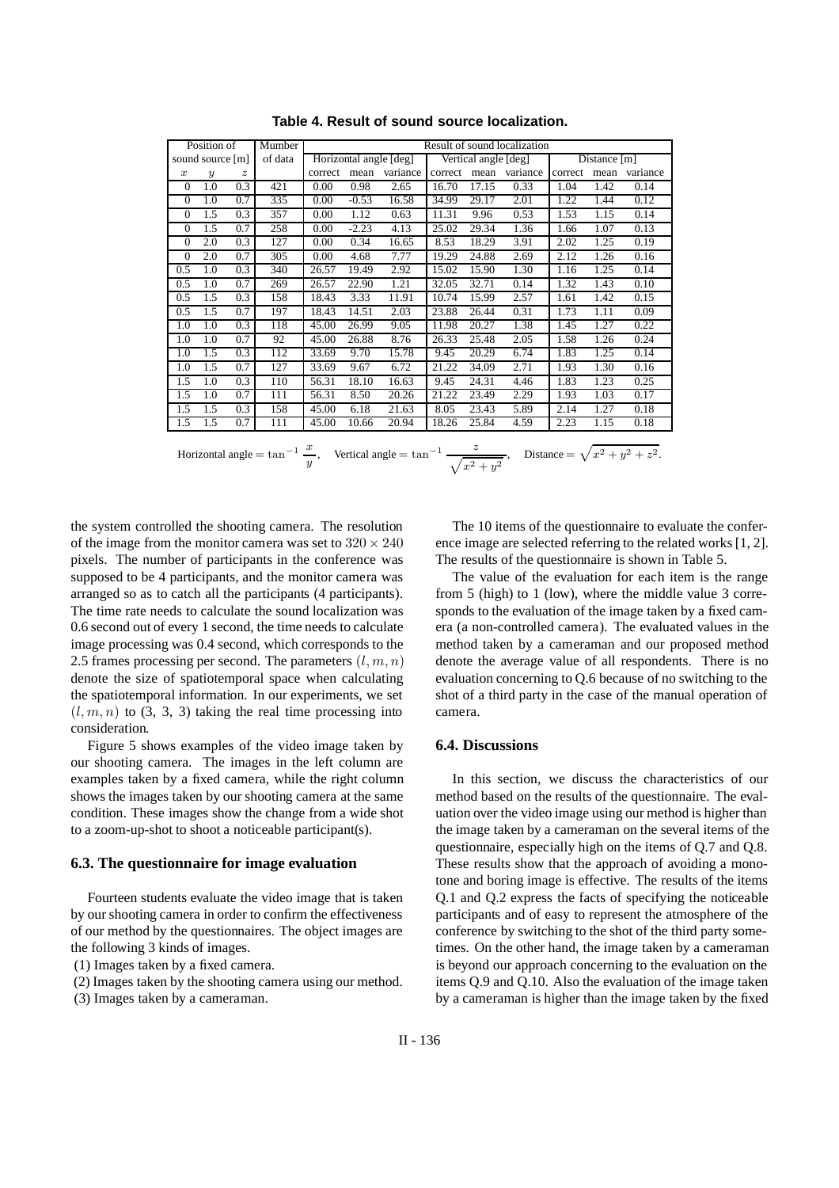**Table 4. Result of sound source localization.**

| Position of sound source [m] | | | Mumber of data | Result of sound localization | | | | | | | | |
|---|---|---|---|---|---|---|---|---|---|---|---|---|
| | | | | Horizontal angle [deg] | | | Vertical angle [deg] | | | Distance [m] | | |
| $x$ | $y$ | $z$ | | correct | mean | variance | correct | mean | variance | correct | mean | variance |
| 0 | 1.0 | 0.3 | 421 | 0.00 | 0.98 | 2.65 | 16.70 | 17.15 | 0.33 | 1.04 | 1.42 | 0.14 |
| 0 | 1.0 | 0.7 | 335 | 0.00 | -0.53 | 16.58 | 34.99 | 29.17 | 2.01 | 1.22 | 1.44 | 0.12 |
| 0 | 1.5 | 0.3 | 357 | 0.00 | 1.12 | 0.63 | 11.31 | 9.96 | 0.53 | 1.53 | 1.15 | 0.14 |
| 0 | 1.5 | 0.7 | 258 | 0.00 | -2.23 | 4.13 | 25.02 | 29.34 | 1.36 | 1.66 | 1.07 | 0.13 |
| 0 | 2.0 | 0.3 | 127 | 0.00 | 0.34 | 16.65 | 8.53 | 18.29 | 3.91 | 2.02 | 1.25 | 0.19 |
| 0 | 2.0 | 0.7 | 305 | 0.00 | 4.68 | 7.77 | 19.29 | 24.88 | 2.69 | 2.12 | 1.26 | 0.16 |
| 0.5 | 1.0 | 0.3 | 340 | 26.57 | 19.49 | 2.92 | 15.02 | 15.90 | 1.30 | 1.16 | 1.25 | 0.14 |
| 0.5 | 1.0 | 0.7 | 269 | 26.57 | 22.90 | 1.21 | 32.05 | 32.71 | 0.14 | 1.32 | 1.43 | 0.10 |
| 0.5 | 1.5 | 0.3 | 158 | 18.43 | 3.33 | 11.91 | 10.74 | 15.99 | 2.57 | 1.61 | 1.42 | 0.15 |
| 0.5 | 1.5 | 0.7 | 197 | 18.43 | 14.51 | 2.03 | 23.88 | 26.44 | 0.31 | 1.73 | 1.11 | 0.09 |
| 1.0 | 1.0 | 0.3 | 118 | 45.00 | 26.99 | 9.05 | 11.98 | 20.27 | 1.38 | 1.45 | 1.27 | 0.22 |
| 1.0 | 1.0 | 0.7 | 92 | 45.00 | 26.88 | 8.76 | 26.33 | 25.48 | 2.05 | 1.58 | 1.26 | 0.24 |
| 1.0 | 1.5 | 0.3 | 112 | 33.69 | 9.70 | 15.78 | 9.45 | 20.29 | 6.74 | 1.83 | 1.25 | 0.14 |
| 1.0 | 1.5 | 0.7 | 127 | 33.69 | 9.67 | 6.72 | 21.22 | 34.09 | 2.71 | 1.93 | 1.30 | 0.16 |
| 1.5 | 1.0 | 0.3 | 110 | 56.31 | 18.10 | 16.63 | 9.45 | 24.31 | 4.46 | 1.83 | 1.23 | 0.25 |
| 1.5 | 1.0 | 0.7 | 111 | 56.31 | 8.50 | 20.26 | 21.22 | 23.49 | 2.29 | 1.93 | 1.03 | 0.17 |
| 1.5 | 1.5 | 0.3 | 158 | 45.00 | 6.18 | 21.63 | 8.05 | 23.43 | 5.89 | 2.14 | 1.27 | 0.18 |
| 1.5 | 1.5 | 0.7 | 111 | 45.00 | 10.66 | 20.94 | 18.26 | 25.84 | 4.59 | 2.23 | 1.15 | 0.18 |

Horizontal angle $= \tan^{-1} \dfrac{x}{y}$, Vertical angle $= \tan^{-1} \dfrac{z}{\sqrt{x^2+y^2}}$, Distance $= \sqrt{x^2+y^2+z^2}$.

the system controlled the shooting camera. The resolution of the image from the monitor camera was set to $320 \times 240$ pixels. The number of participants in the conference was supposed to be 4 participants, and the monitor camera was arranged so as to catch all the participants (4 participants). The time rate needs to calculate the sound localization was 0.6 second out of every 1 second, the time needs to calculate image processing was 0.4 second, which corresponds to the 2.5 frames processing per second. The parameters $(l, m, n)$ denote the size of spatiotemporal space when calculating the spatiotemporal information. In our experiments, we set $(l, m, n)$ to (3, 3, 3) taking the real time processing into consideration.

Figure 5 shows examples of the video image taken by our shooting camera. The images in the left column are examples taken by a fixed camera, while the right column shows the images taken by our shooting camera at the same condition. These images show the change from a wide shot to a zoom-up-shot to shoot a noticeable participant(s).

### 6.3. The questionnaire for image evaluation

Fourteen students evaluate the video image that is taken by our shooting camera in order to confirm the effectiveness of our method by the questionnaires. The object images are the following 3 kinds of images.

(1) Images taken by a fixed camera.
(2) Images taken by the shooting camera using our method.
(3) Images taken by a cameraman.

The 10 items of the questionnaire to evaluate the conference image are selected referring to the related works [1, 2]. The results of the questionnaire is shown in Table 5.

The value of the evaluation for each item is the range from 5 (high) to 1 (low), where the middle value 3 corresponds to the evaluation of the image taken by a fixed camera (a non-controlled camera). The evaluated values in the method taken by a cameraman and our proposed method denote the average value of all respondents. There is no evaluation concerning to Q.6 because of no switching to the shot of a third party in the case of the manual operation of camera.

### 6.4. Discussions

In this section, we discuss the characteristics of our method based on the results of the questionnaire. The evaluation over the video image using our method is higher than the image taken by a cameraman on the several items of the questionnaire, especially high on the items of Q.7 and Q.8. These results show that the approach of avoiding a monotone and boring image is effective. The results of the items Q.1 and Q.2 express the facts of specifying the noticeable participants and of easy to represent the atmosphere of the conference by switching to the shot of the third party sometimes. On the other hand, the image taken by a cameraman is beyond our approach concerning to the evaluation on the items Q.9 and Q.10. Also the evaluation of the image taken by a cameraman is higher than the image taken by the fixed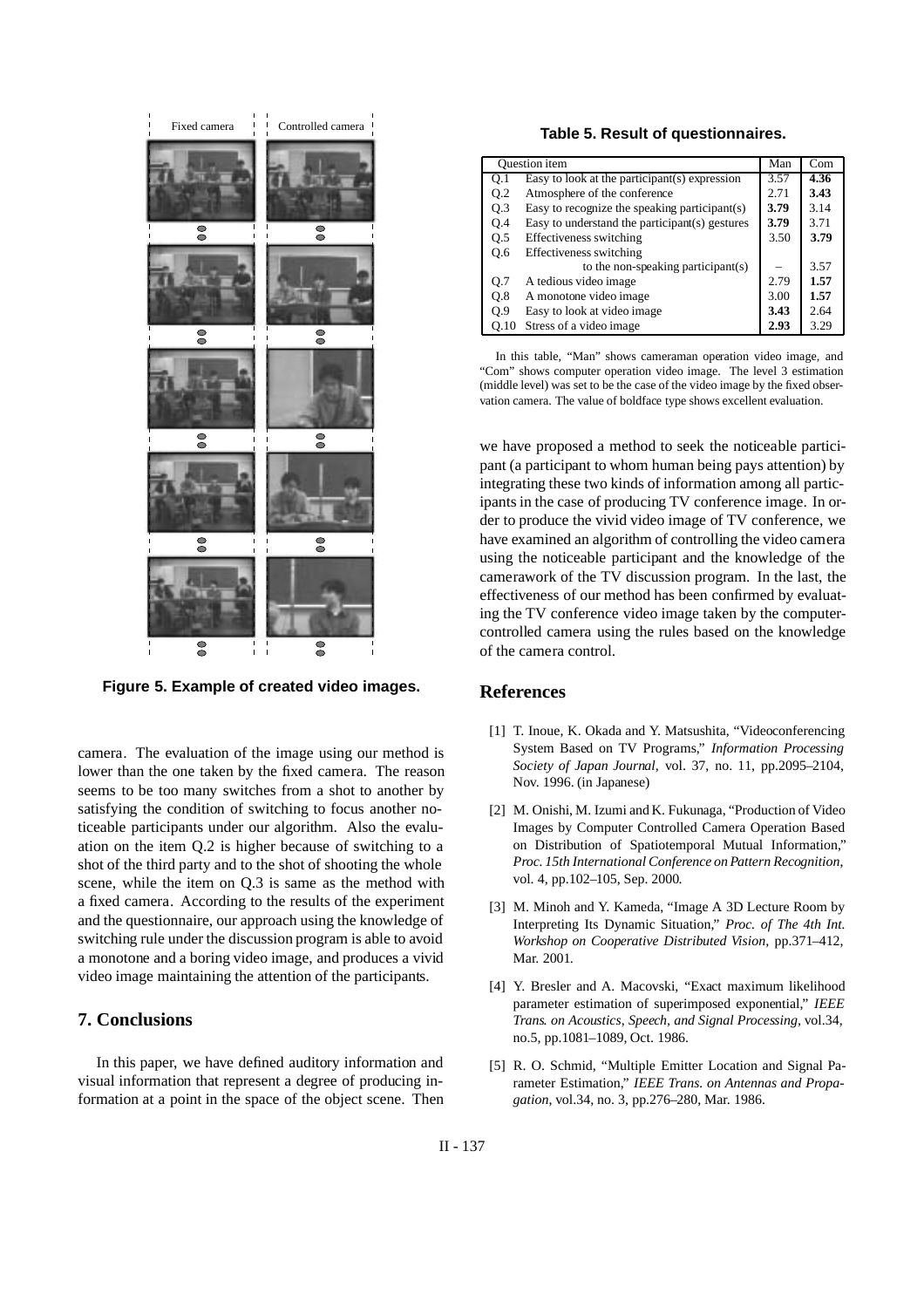Fixed camera

Controlled camera

**Figure 5. Example of created video images.**

camera. The evaluation of the image using our method is lower than the one taken by the fixed camera. The reason seems to be too many switches from a shot to another by satisfying the condition of switching to focus another noticeable participants under our algorithm. Also the evaluation on the item Q.2 is higher because of switching to a shot of the third party and to the shot of shooting the whole scene, while the item on Q.3 is same as the method with a fixed camera. According to the results of the experiment and the questionnaire, our approach using the knowledge of switching rule under the discussion program is able to avoid a monotone and a boring video image, and produces a vivid video image maintaining the attention of the participants.

## 7. Conclusions

In this paper, we have defined auditory information and visual information that represent a degree of producing information at a point in the space of the object scene. Then we have proposed a method to seek the noticeable participant (a participant to whom human being pays attention) by integrating these two kinds of information among all participants in the case of producing TV conference image. In order to produce the vivid video image of TV conference, we have examined an algorithm of controlling the video camera using the noticeable participant and the knowledge of the camerawork of the TV discussion program. In the last, the effectiveness of our method has been confirmed by evaluating the TV conference video image taken by the computer-controlled camera using the rules based on the knowledge of the camera control.

**Table 5. Result of questionnaires.**

| Question item | | Man | Com |
|---|---|---|---|
| Q.1 | Easy to look at the participant(s) expression | 3.57 | **4.36** |
| Q.2 | Atmosphere of the conference | 2.71 | **3.43** |
| Q.3 | Easy to recognize the speaking participant(s) | **3.79** | 3.14 |
| Q.4 | Easy to understand the participant(s) gestures | **3.79** | 3.71 |
| Q.5 | Effectiveness switching | 3.50 | **3.79** |
| Q.6 | Effectiveness switching to the non-speaking participant(s) | – | 3.57 |
| Q.7 | A tedious video image | 2.79 | **1.57** |
| Q.8 | A monotone video image | 3.00 | **1.57** |
| Q.9 | Easy to look at video image | **3.43** | 2.64 |
| Q.10 | Stress of a video image | **2.93** | 3.29 |

In this table, "Man" shows cameraman operation video image, and "Com" shows computer operation video image. The level 3 estimation (middle level) was set to be the case of the video image by the fixed observation camera. The value of boldface type shows excellent evaluation.

## References

[1] T. Inoue, K. Okada and Y. Matsushita, "Videoconferencing System Based on TV Programs," *Information Processing Society of Japan Journal*, vol. 37, no. 11, pp.2095–2104, Nov. 1996. (in Japanese)

[2] M. Onishi, M. Izumi and K. Fukunaga, "Production of Video Images by Computer Controlled Camera Operation Based on Distribution of Spatiotemporal Mutual Information," *Proc. 15th International Conference on Pattern Recognition*, vol. 4, pp.102–105, Sep. 2000.

[3] M. Minoh and Y. Kameda, "Image A 3D Lecture Room by Interpreting Its Dynamic Situation," *Proc. of The 4th Int. Workshop on Cooperative Distributed Vision*, pp.371–412, Mar. 2001.

[4] Y. Bresler and A. Macovski, "Exact maximum likelihood parameter estimation of superimposed exponential," *IEEE Trans. on Acoustics, Speech, and Signal Processing*, vol.34, no.5, pp.1081–1089, Oct. 1986.

[5] R. O. Schmid, "Multiple Emitter Location and Signal Parameter Estimation," *IEEE Trans. on Antennas and Propagation*, vol.34, no. 3, pp.276–280, Mar. 1986.